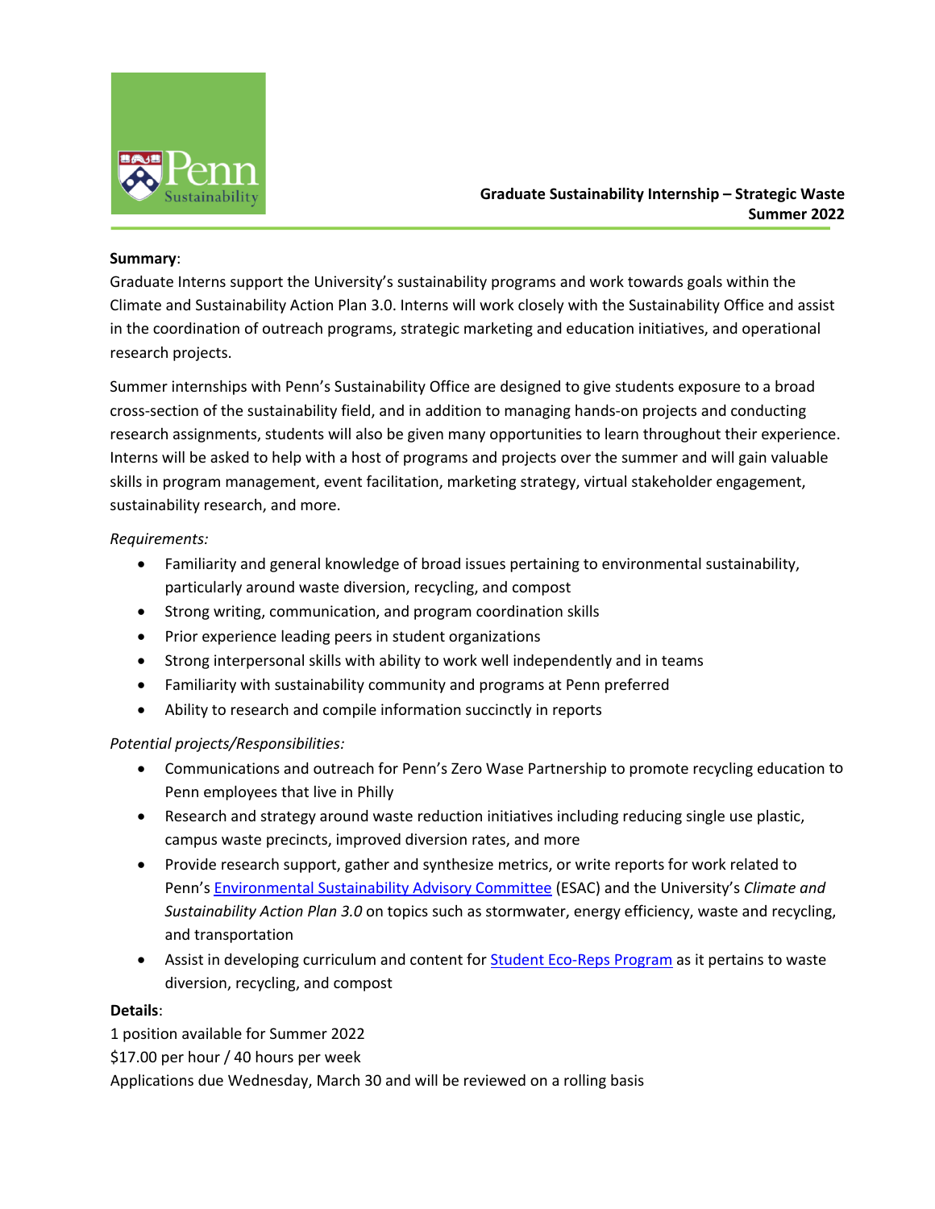# Graduate Sustainability Internship – Strategic Waste
## Summer 2022

**Summary**:
Graduate Interns support the University's sustainability programs and work towards goals within the Climate and Sustainability Action Plan 3.0. Interns will work closely with the Sustainability Office and assist in the coordination of outreach programs, strategic marketing and education initiatives, and operational research projects.

Summer internships with Penn's Sustainability Office are designed to give students exposure to a broad cross-section of the sustainability field, and in addition to managing hands-on projects and conducting research assignments, students will also be given many opportunities to learn throughout their experience. Interns will be asked to help with a host of programs and projects over the summer and will gain valuable skills in program management, event facilitation, marketing strategy, virtual stakeholder engagement, sustainability research, and more.

*Requirements:*

- Familiarity and general knowledge of broad issues pertaining to environmental sustainability, particularly around waste diversion, recycling, and compost
- Strong writing, communication, and program coordination skills
- Prior experience leading peers in student organizations
- Strong interpersonal skills with ability to work well independently and in teams
- Familiarity with sustainability community and programs at Penn preferred
- Ability to research and compile information succinctly in reports

*Potential projects/Responsibilities:*

- Communications and outreach for Penn's Zero Wase Partnership to promote recycling education to Penn employees that live in Philly
- Research and strategy around waste reduction initiatives including reducing single use plastic, campus waste precincts, improved diversion rates, and more
- Provide research support, gather and synthesize metrics, or write reports for work related to Penn's Environmental Sustainability Advisory Committee (ESAC) and the University's *Climate and Sustainability Action Plan 3.0* on topics such as stormwater, energy efficiency, waste and recycling, and transportation
- Assist in developing curriculum and content for Student Eco-Reps Program as it pertains to waste diversion, recycling, and compost

**Details**:
1 position available for Summer 2022
$17.00 per hour / 40 hours per week
Applications due Wednesday, March 30 and will be reviewed on a rolling basis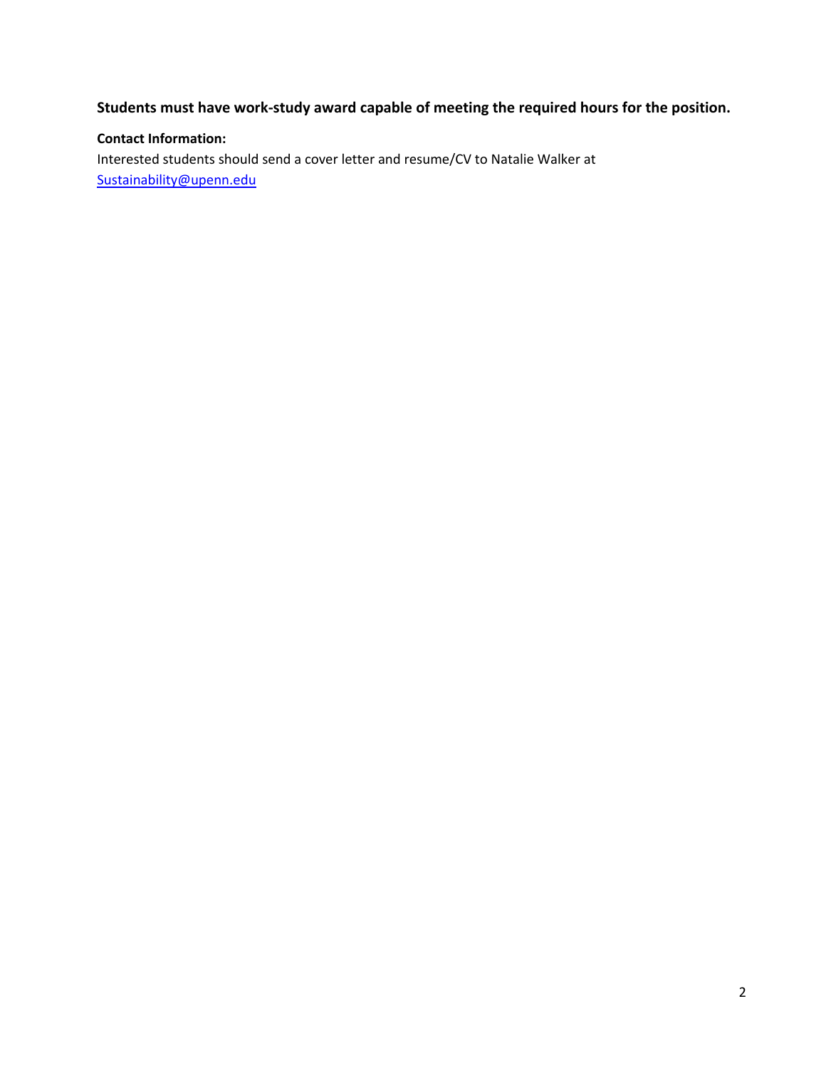**Students must have work-study award capable of meeting the required hours for the position.**

**Contact Information:**

Interested students should send a cover letter and resume/CV to Natalie Walker at Sustainability@upenn.edu